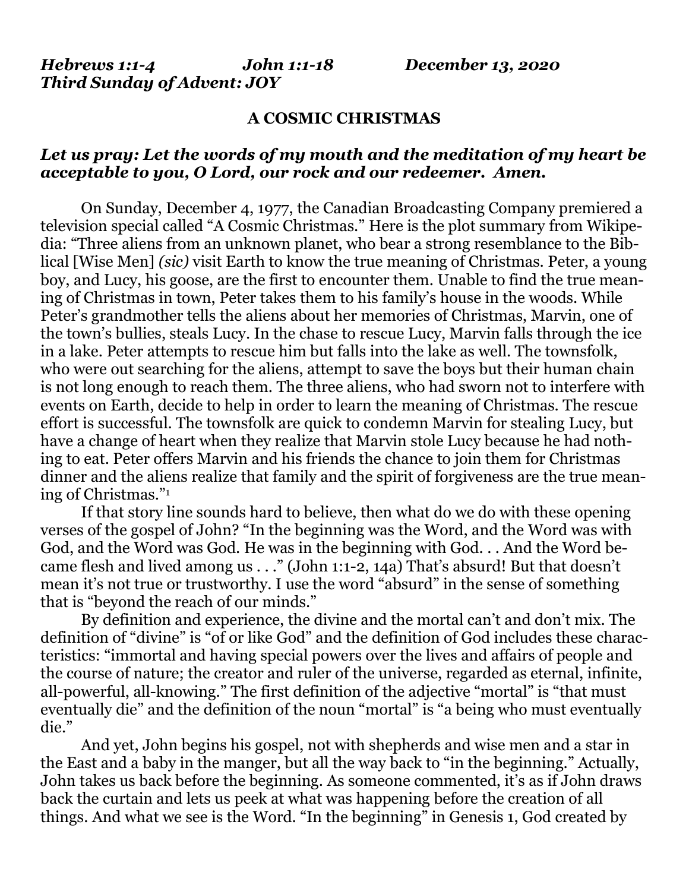***Hebrews 1:1-4 John 1:1-18 December 13, 2020***
***Third Sunday of Advent: JOY***

**A COSMIC CHRISTMAS**

***Let us pray: Let the words of my mouth and the meditation of my heart be acceptable to you, O Lord, our rock and our redeemer. Amen.***

On Sunday, December 4, 1977, the Canadian Broadcasting Company premiered a television special called "A Cosmic Christmas." Here is the plot summary from Wikipedia: "Three aliens from an unknown planet, who bear a strong resemblance to the Biblical [Wise Men] *(sic)* visit Earth to know the true meaning of Christmas. Peter, a young boy, and Lucy, his goose, are the first to encounter them. Unable to find the true meaning of Christmas in town, Peter takes them to his family's house in the woods. While Peter's grandmother tells the aliens about her memories of Christmas, Marvin, one of the town's bullies, steals Lucy. In the chase to rescue Lucy, Marvin falls through the ice in a lake. Peter attempts to rescue him but falls into the lake as well. The townsfolk, who were out searching for the aliens, attempt to save the boys but their human chain is not long enough to reach them. The three aliens, who had sworn not to interfere with events on Earth, decide to help in order to learn the meaning of Christmas. The rescue effort is successful. The townsfolk are quick to condemn Marvin for stealing Lucy, but have a change of heart when they realize that Marvin stole Lucy because he had nothing to eat. Peter offers Marvin and his friends the chance to join them for Christmas dinner and the aliens realize that family and the spirit of forgiveness are the true meaning of Christmas."[1]

If that story line sounds hard to believe, then what do we do with these opening verses of the gospel of John? "In the beginning was the Word, and the Word was with God, and the Word was God. He was in the beginning with God. . . And the Word became flesh and lived among us . . ." (John 1:1-2, 14a) That's absurd! But that doesn't mean it's not true or trustworthy. I use the word "absurd" in the sense of something that is "beyond the reach of our minds."

By definition and experience, the divine and the mortal can't and don't mix. The definition of "divine" is "of or like God" and the definition of God includes these characteristics: "immortal and having special powers over the lives and affairs of people and the course of nature; the creator and ruler of the universe, regarded as eternal, infinite, all-powerful, all-knowing." The first definition of the adjective "mortal" is "that must eventually die" and the definition of the noun "mortal" is "a being who must eventually die."

And yet, John begins his gospel, not with shepherds and wise men and a star in the East and a baby in the manger, but all the way back to "in the beginning." Actually, John takes us back before the beginning. As someone commented, it's as if John draws back the curtain and lets us peek at what was happening before the creation of all things. And what we see is the Word. "In the beginning" in Genesis 1, God created by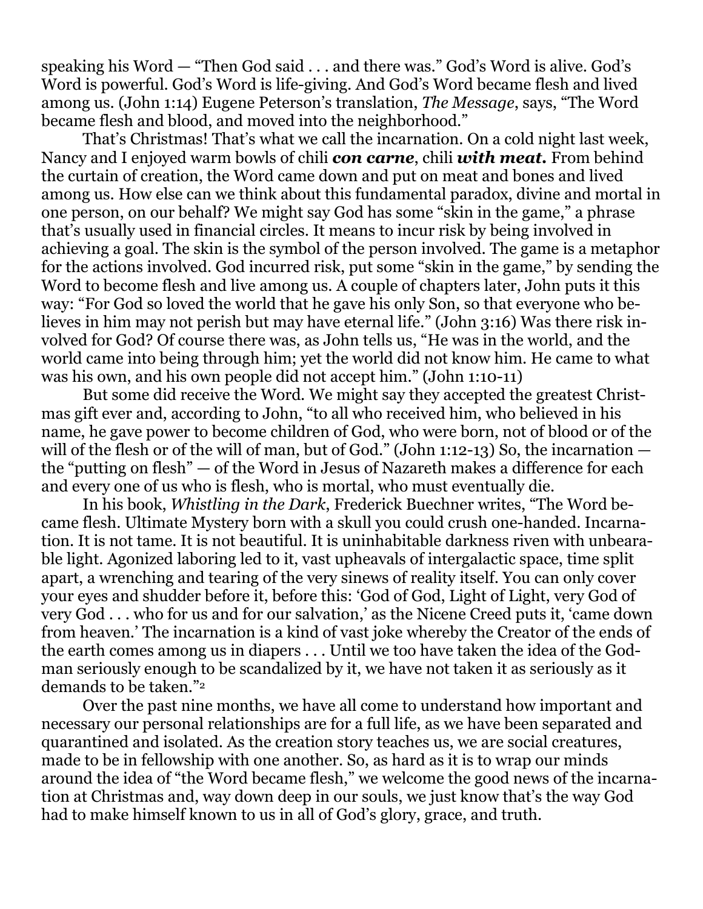speaking his Word — "Then God said . . . and there was." God's Word is alive. God's Word is powerful. God's Word is life-giving. And God's Word became flesh and lived among us. (John 1:14) Eugene Peterson's translation, *The Message*, says, "The Word became flesh and blood, and moved into the neighborhood."

That's Christmas! That's what we call the incarnation. On a cold night last week, Nancy and I enjoyed warm bowls of chili ***con carne***, chili ***with meat.*** From behind the curtain of creation, the Word came down and put on meat and bones and lived among us. How else can we think about this fundamental paradox, divine and mortal in one person, on our behalf? We might say God has some "skin in the game," a phrase that's usually used in financial circles. It means to incur risk by being involved in achieving a goal. The skin is the symbol of the person involved. The game is a metaphor for the actions involved. God incurred risk, put some "skin in the game," by sending the Word to become flesh and live among us. A couple of chapters later, John puts it this way: "For God so loved the world that he gave his only Son, so that everyone who believes in him may not perish but may have eternal life." (John 3:16) Was there risk involved for God? Of course there was, as John tells us, "He was in the world, and the world came into being through him; yet the world did not know him. He came to what was his own, and his own people did not accept him." (John 1:10-11)

But some did receive the Word. We might say they accepted the greatest Christmas gift ever and, according to John, "to all who received him, who believed in his name, he gave power to become children of God, who were born, not of blood or of the will of the flesh or of the will of man, but of God." (John 1:12-13) So, the incarnation — the "putting on flesh" — of the Word in Jesus of Nazareth makes a difference for each and every one of us who is flesh, who is mortal, who must eventually die.

In his book, *Whistling in the Dark*, Frederick Buechner writes, "The Word became flesh. Ultimate Mystery born with a skull you could crush one-handed. Incarnation. It is not tame. It is not beautiful. It is uninhabitable darkness riven with unbearable light. Agonized laboring led to it, vast upheavals of intergalactic space, time split apart, a wrenching and tearing of the very sinews of reality itself. You can only cover your eyes and shudder before it, before this: 'God of God, Light of Light, very God of very God . . . who for us and for our salvation,' as the Nicene Creed puts it, 'came down from heaven.' The incarnation is a kind of vast joke whereby the Creator of the ends of the earth comes among us in diapers . . . Until we too have taken the idea of the God-man seriously enough to be scandalized by it, we have not taken it as seriously as it demands to be taken."[2]

Over the past nine months, we have all come to understand how important and necessary our personal relationships are for a full life, as we have been separated and quarantined and isolated. As the creation story teaches us, we are social creatures, made to be in fellowship with one another. So, as hard as it is to wrap our minds around the idea of "the Word became flesh," we welcome the good news of the incarnation at Christmas and, way down deep in our souls, we just know that's the way God had to make himself known to us in all of God's glory, grace, and truth.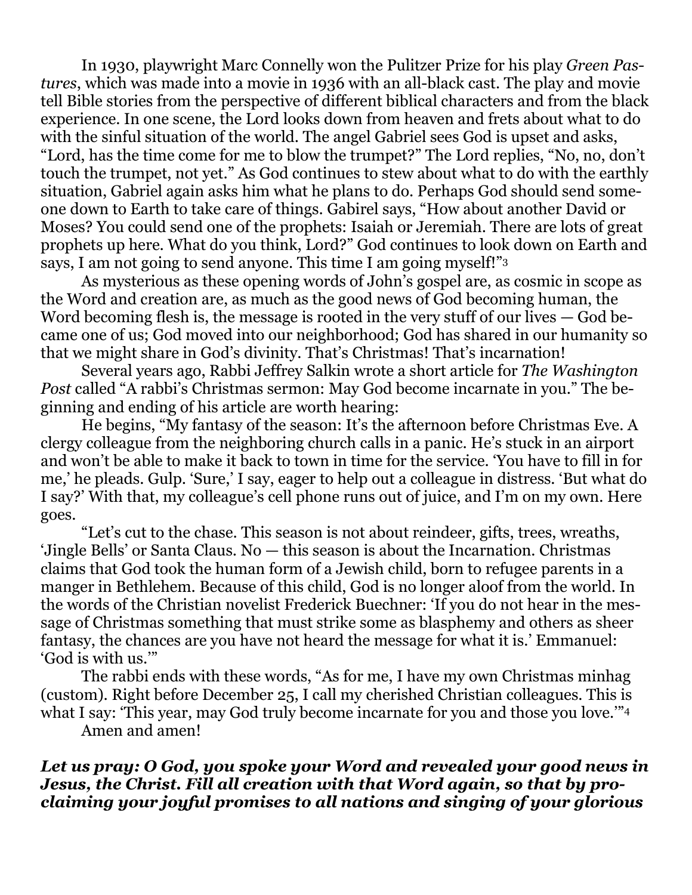In 1930, playwright Marc Connelly won the Pulitzer Prize for his play *Green Pastures*, which was made into a movie in 1936 with an all-black cast. The play and movie tell Bible stories from the perspective of different biblical characters and from the black experience. In one scene, the Lord looks down from heaven and frets about what to do with the sinful situation of the world. The angel Gabriel sees God is upset and asks, "Lord, has the time come for me to blow the trumpet?" The Lord replies, "No, no, don't touch the trumpet, not yet." As God continues to stew about what to do with the earthly situation, Gabriel again asks him what he plans to do. Perhaps God should send someone down to Earth to take care of things. Gabirel says, "How about another David or Moses? You could send one of the prophets: Isaiah or Jeremiah. There are lots of great prophets up here. What do you think, Lord?" God continues to look down on Earth and says, I am not going to send anyone. This time I am going myself!"[3]

As mysterious as these opening words of John's gospel are, as cosmic in scope as the Word and creation are, as much as the good news of God becoming human, the Word becoming flesh is, the message is rooted in the very stuff of our lives — God became one of us; God moved into our neighborhood; God has shared in our humanity so that we might share in God's divinity. That's Christmas! That's incarnation!

Several years ago, Rabbi Jeffrey Salkin wrote a short article for *The Washington Post* called "A rabbi's Christmas sermon: May God become incarnate in you." The beginning and ending of his article are worth hearing:

He begins, "My fantasy of the season: It's the afternoon before Christmas Eve. A clergy colleague from the neighboring church calls in a panic. He's stuck in an airport and won't be able to make it back to town in time for the service. 'You have to fill in for me,' he pleads. Gulp. 'Sure,' I say, eager to help out a colleague in distress. 'But what do I say?' With that, my colleague's cell phone runs out of juice, and I'm on my own. Here goes.

"Let's cut to the chase. This season is not about reindeer, gifts, trees, wreaths, 'Jingle Bells' or Santa Claus. No — this season is about the Incarnation. Christmas claims that God took the human form of a Jewish child, born to refugee parents in a manger in Bethlehem. Because of this child, God is no longer aloof from the world. In the words of the Christian novelist Frederick Buechner: 'If you do not hear in the message of Christmas something that must strike some as blasphemy and others as sheer fantasy, the chances are you have not heard the message for what it is.' Emmanuel: 'God is with us.'"

The rabbi ends with these words, "As for me, I have my own Christmas minhag (custom). Right before December 25, I call my cherished Christian colleagues. This is what I say: 'This year, may God truly become incarnate for you and those you love.'"[4]

Amen and amen!

***Let us pray: O God, you spoke your Word and revealed your good news in Jesus, the Christ. Fill all creation with that Word again, so that by proclaiming your joyful promises to all nations and singing of your glorious***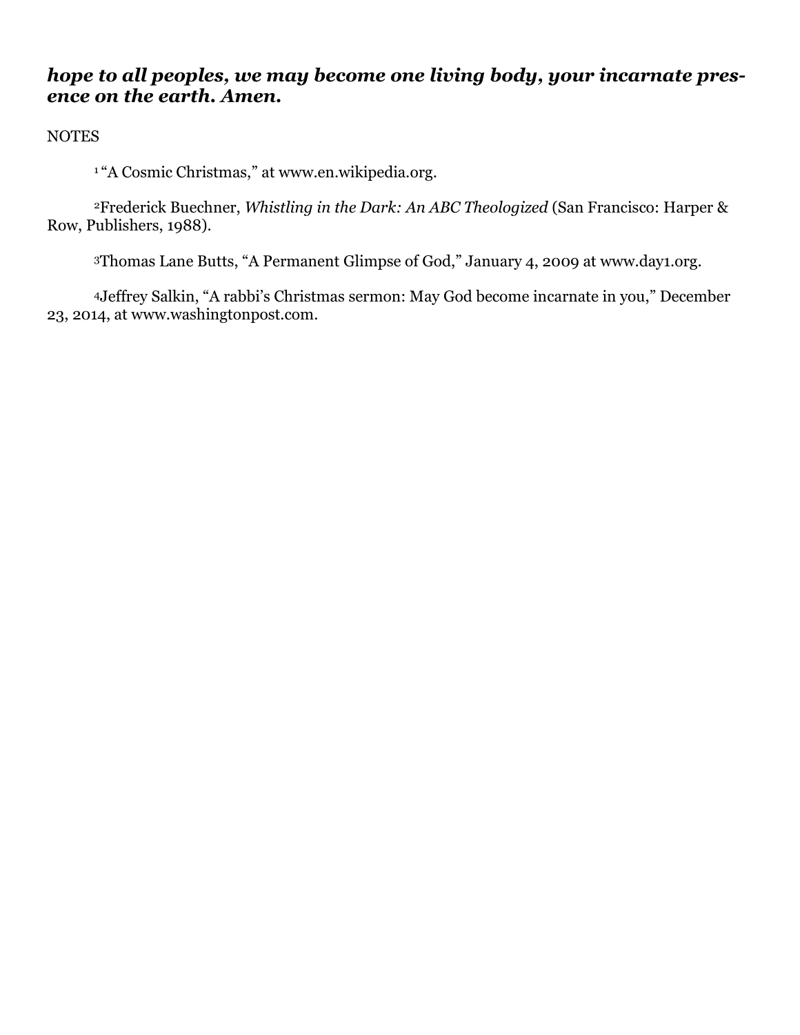***hope to all peoples, we may become one living body, your incarnate presence on the earth. Amen.***

NOTES

[1] "A Cosmic Christmas," at www.en.wikipedia.org.

[2] Frederick Buechner, *Whistling in the Dark: An ABC Theologized* (San Francisco: Harper & Row, Publishers, 1988).

[3] Thomas Lane Butts, "A Permanent Glimpse of God," January 4, 2009 at www.day1.org.

[4] Jeffrey Salkin, "A rabbi's Christmas sermon: May God become incarnate in you," December 23, 2014, at www.washingtonpost.com.